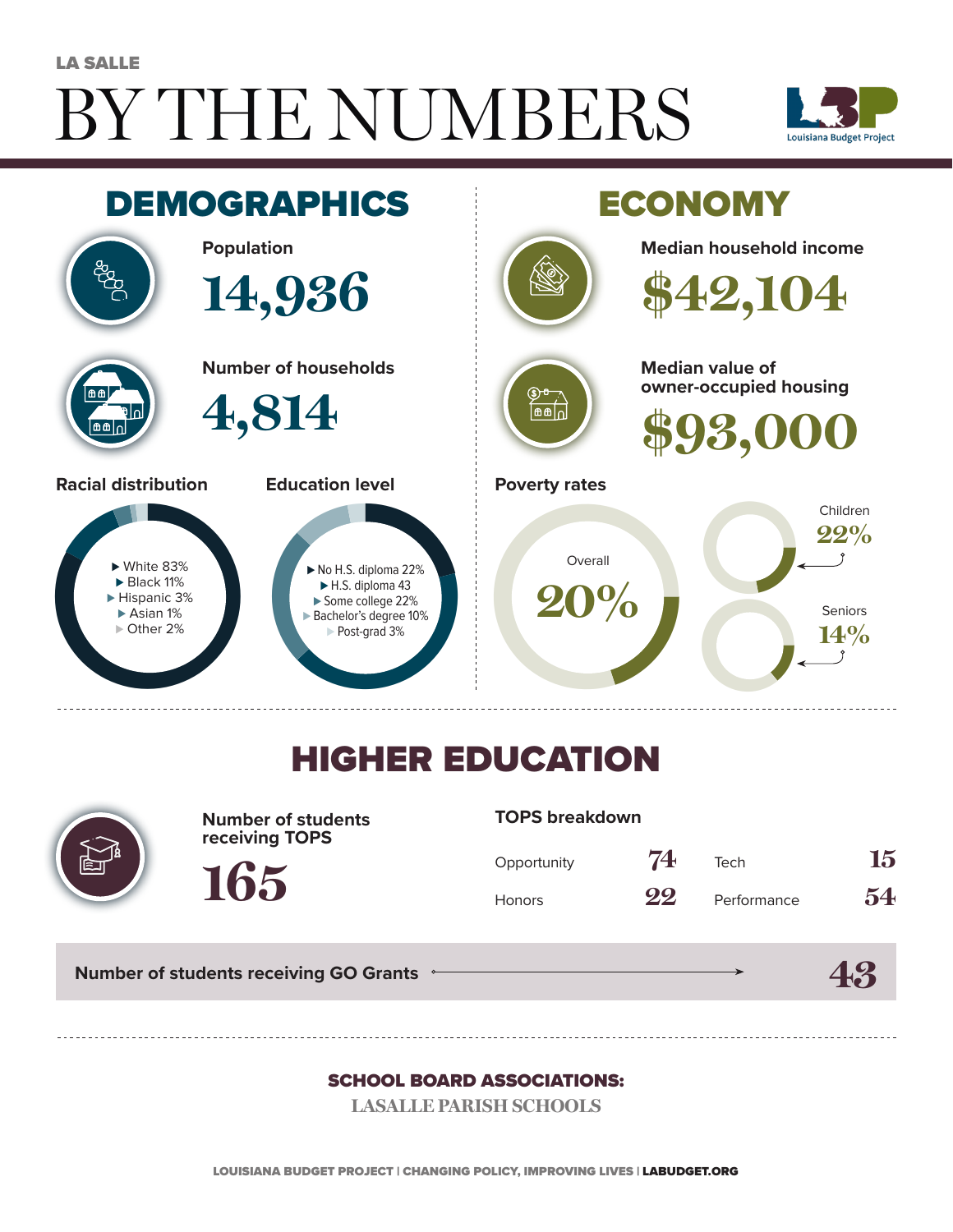LA SALLE

# BY THE NUMBERS

Louisiana Budget Project

## DEMOGRAPHICS

**Population**

14,936

**Number of households**

4,814

**Racial distribution**

- White 83%
- Black 11%
- Hispanic 3%
- Asian 1%
- Other 2%

**Education level**

- No H.S. diploma 22%
- H.S. diploma 43
- Some college 22%
- Bachelor's degree 10%
- Post-grad 3%

## ECONOMY

**Median household income**

$42,104

**Median value of owner-occupied housing**

$93,000

**Poverty rates**

Overall 20%

Children 22%

Seniors 14%

## HIGHER EDUCATION

**Number of students receiving TOPS**

165

**TOPS breakdown**

| | | | |
|---|---|---|---|
| Opportunity | 74 | Tech | 15 |
| Honors | 22 | Performance | 54 |

**Number of students receiving GO Grants** 43

**SCHOOL BOARD ASSOCIATIONS:**

LASALLE PARISH SCHOOLS

LOUISIANA BUDGET PROJECT | CHANGING POLICY, IMPROVING LIVES | LABUDGET.ORG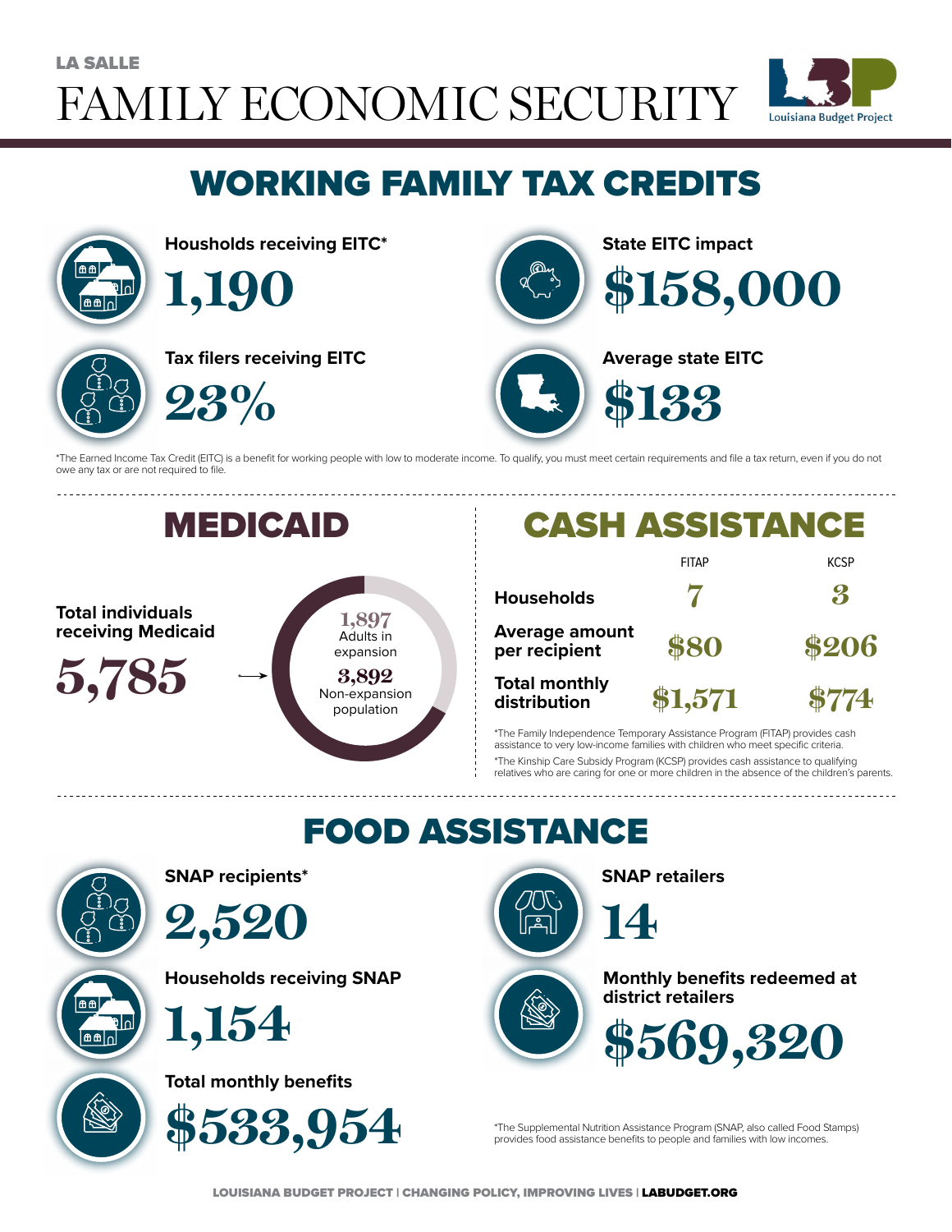LA SALLE

# FAMILY ECONOMIC SECURITY

Louisiana Budget Project

## WORKING FAMILY TAX CREDITS

**Households receiving EITC***

**1,190**

**State EITC impact**

**$158,000**

**Tax filers receiving EITC**

**23%**

**Average state EITC**

**$133**

*The Earned Income Tax Credit (EITC) is a benefit for working people with low to moderate income. To qualify, you must meet certain requirements and file a tax return, even if you do not owe any tax or are not required to file.

## MEDICAID

**Total individuals receiving Medicaid**

**5,785**

1,897
Adults in expansion

3,892
Non-expansion population

## CASH ASSISTANCE

| | FITAP | KCSP |
|---|---|---|
| **Households** | 7 | 3 |
| **Average amount per recipient** | $80 | $206 |
| **Total monthly distribution** | $1,571 | $774 |

*The Family Independence Temporary Assistance Program (FITAP) provides cash assistance to very low-income families with children who meet specific criteria.

*The Kinship Care Subsidy Program (KCSP) provides cash assistance to qualifying relatives who are caring for one or more children in the absence of the children's parents.

## FOOD ASSISTANCE

**SNAP recipients***

**2,520**

**Households receiving SNAP**

**1,154**

**Total monthly benefits**

**$533,954**

**SNAP retailers**

**14**

**Monthly benefits redeemed at district retailers**

**$569,320**

*The Supplemental Nutrition Assistance Program (SNAP, also called Food Stamps) provides food assistance benefits to people and families with low incomes.

LOUISIANA BUDGET PROJECT | CHANGING POLICY, IMPROVING LIVES | LABUDGET.ORG